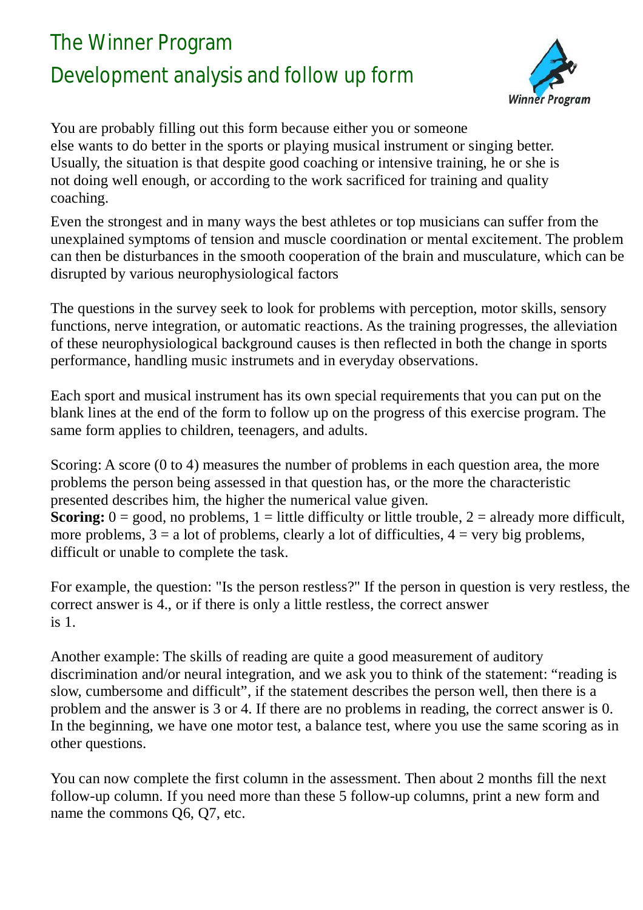# The Winner Program

## Development analysis and follow up form

You are probably filling out this form because either you or someone else wants to do better in the sports or playing musical instrument or singing better. Usually, the situation is that despite good coaching or intensive training, he or she is not doing well enough, or according to the work sacrificed for training and quality coaching.

Even the strongest and in many ways the best athletes or top musicians can suffer from the unexplained symptoms of tension and muscle coordination or mental excitement. The problem can then be disturbances in the smooth cooperation of the brain and musculature, which can be disrupted by various neurophysiological factors

The questions in the survey seek to look for problems with perception, motor skills, sensory functions, nerve integration, or automatic reactions. As the training progresses, the alleviation of these neurophysiological background causes is then reflected in both the change in sports performance, handling music instrumets and in everyday observations.

Each sport and musical instrument has its own special requirements that you can put on the blank lines at the end of the form to follow up on the progress of this exercise program. The same form applies to children, teenagers, and adults.

Scoring: A score (0 to 4) measures the number of problems in each question area, the more problems the person being assessed in that question has, or the more the characteristic presented describes him, the higher the numerical value given.
**Scoring:** 0 = good, no problems, 1 = little difficulty or little trouble, 2 = already more difficult, more problems, 3 = a lot of problems, clearly a lot of difficulties, 4 = very big problems, difficult or unable to complete the task.

For example, the question: "Is the person restless?" If the person in question is very restless, the correct answer is 4., or if there is only a little restless, the correct answer is 1.

Another example: The skills of reading are quite a good measurement of auditory discrimination and/or neural integration, and we ask you to think of the statement: “reading is slow, cumbersome and difficult”, if the statement describes the person well, then there is a problem and the answer is 3 or 4. If there are no problems in reading, the correct answer is 0. In the beginning, we have one motor test, a balance test, where you use the same scoring as in other questions.

You can now complete the first column in the assessment. Then about 2 months fill the next follow-up column. If you need more than these 5 follow-up columns, print a new form and name the commons Q6, Q7, etc.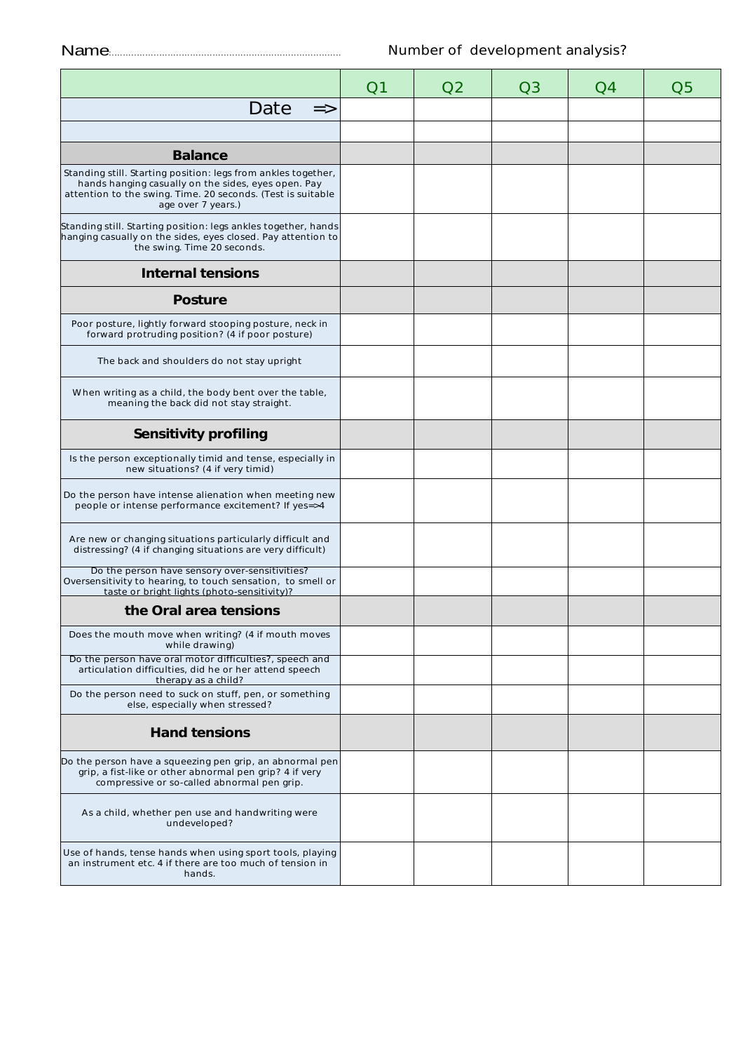Name.................................................................................... Number of development analysis?

| | Q1 | Q2 | Q3 | Q4 | Q5 |
|---|---|---|---|---|---|
| Date => | | | | | |
| | | | | | |
| **Balance** | | | | | |
| Standing still. Starting position: legs from ankles together, hands hanging casually on the sides, eyes open. Pay attention to the swing. Time. 20 seconds. (Test is suitable age over 7 years.) | | | | | |
| Standing still. Starting position: legs ankles together, hands hanging casually on the sides, eyes closed. Pay attention to the swing. Time 20 seconds. | | | | | |
| **Internal tensions** | | | | | |
| **Posture** | | | | | |
| Poor posture, lightly forward stooping posture, neck in forward protruding position? (4 if poor posture) | | | | | |
| The back and shoulders do not stay upright | | | | | |
| When writing as a child, the body bent over the table, meaning the back did not stay straight. | | | | | |
| **Sensitivity profiling** | | | | | |
| Is the person exceptionally timid and tense, especially in new situations? (4 if very timid) | | | | | |
| Do the person have intense alienation when meeting new people or intense performance excitement? If yes=>4 | | | | | |
| Are new or changing situations particularly difficult and distressing? (4 if changing situations are very difficult) | | | | | |
| Do the person have sensory over-sensitivities? Oversensitivity to hearing, to touch sensation, to smell or taste or bright lights (photo-sensitivity)? | | | | | |
| **the Oral area tensions** | | | | | |
| Does the mouth move when writing? (4 if mouth moves while drawing) | | | | | |
| Do the person have oral motor difficulties?, speech and articulation difficulties, did he or her attend speech therapy as a child? | | | | | |
| Do the person need to suck on stuff, pen, or something else, especially when stressed? | | | | | |
| **Hand tensions** | | | | | |
| Do the person have a squeezing pen grip, an abnormal pen grip, a fist-like or other abnormal pen grip? 4 if very compressive or so-called abnormal pen grip. | | | | | |
| As a child, whether pen use and handwriting were undeveloped? | | | | | |
| Use of hands, tense hands when using sport tools, playing an instrument etc. 4 if there are too much of tension in hands. | | | | | |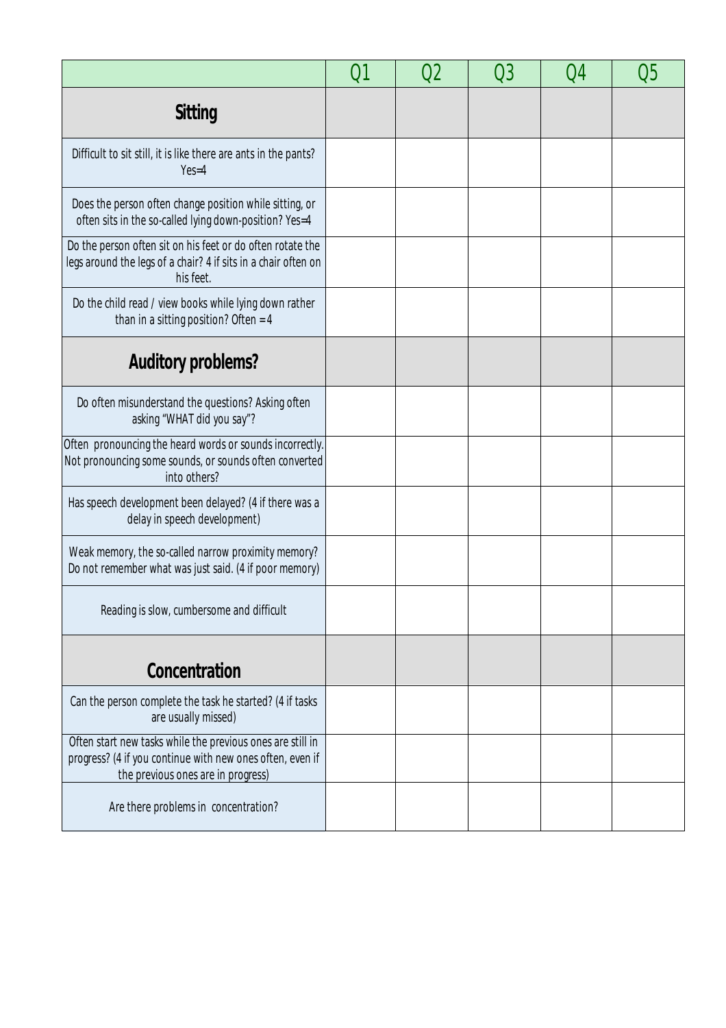| | Q1 | Q2 | Q3 | Q4 | Q5 |
|---|---|---|---|---|---|
| **Sitting** | | | | | |
| Difficult to sit still, it is like there are ants in the pants? Yes=4 | | | | | |
| Does the person often change position while sitting, or often sits in the so-called lying down-position? Yes=4 | | | | | |
| Do the person often sit on his feet or do often rotate the legs around the legs of a chair? 4 if sits in a chair often on his feet. | | | | | |
| Do the child read / view books while lying down rather than in a sitting position? Often = 4 | | | | | |
| **Auditory problems?** | | | | | |
| Do often misunderstand the questions? Asking often asking "WHAT did you say"? | | | | | |
| Often pronouncing the heard words or sounds incorrectly. Not pronouncing some sounds, or sounds often converted into others? | | | | | |
| Has speech development been delayed? (4 if there was a delay in speech development) | | | | | |
| Weak memory, the so-called narrow proximity memory? Do not remember what was just said. (4 if poor memory) | | | | | |
| Reading is slow, cumbersome and difficult | | | | | |
| **Concentration** | | | | | |
| Can the person complete the task he started? (4 if tasks are usually missed) | | | | | |
| Often start new tasks while the previous ones are still in progress? (4 if you continue with new ones often, even if the previous ones are in progress) | | | | | |
| Are there problems in concentration? | | | | | |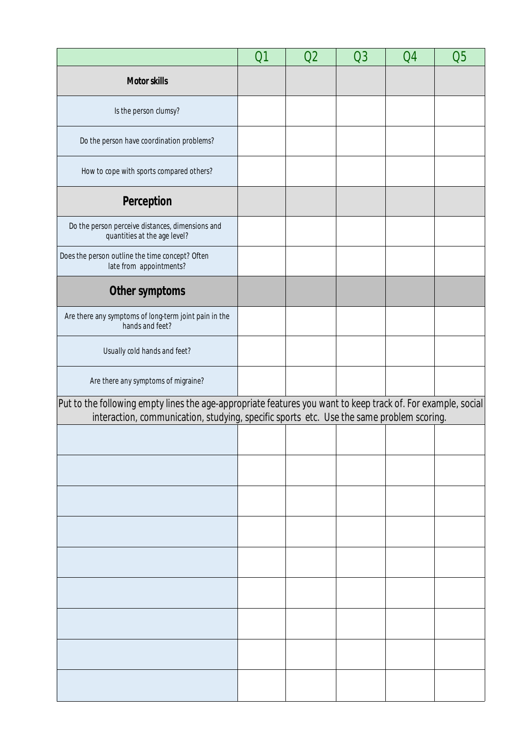| | Q1 | Q2 | Q3 | Q4 | Q5 |
|---|---|---|---|---|---|
| **Motor skills** | | | | | |
| Is the person clumsy? | | | | | |
| Do the person have coordination problems? | | | | | |
| How to cope with sports compared others? | | | | | |
| **Perception** | | | | | |
| Do the person perceive distances, dimensions and quantities at the age level? | | | | | |
| Does the person outline the time concept? Often late from appointments? | | | | | |
| **Other symptoms** | | | | | |
| Are there any symptoms of long-term joint pain in the hands and feet? | | | | | |
| Usually cold hands and feet? | | | | | |
| Are there any symptoms of migraine? | | | | | |
| Put to the following empty lines the age-appropriate features you want to keep track of. For example, social interaction, communication, studying, specific sports etc. Use the same problem scoring. | | | | | |
| | | | | | |
| | | | | | |
| | | | | | |
| | | | | | |
| | | | | | |
| | | | | | |
| | | | | | |
| | | | | | |
| | | | | | |